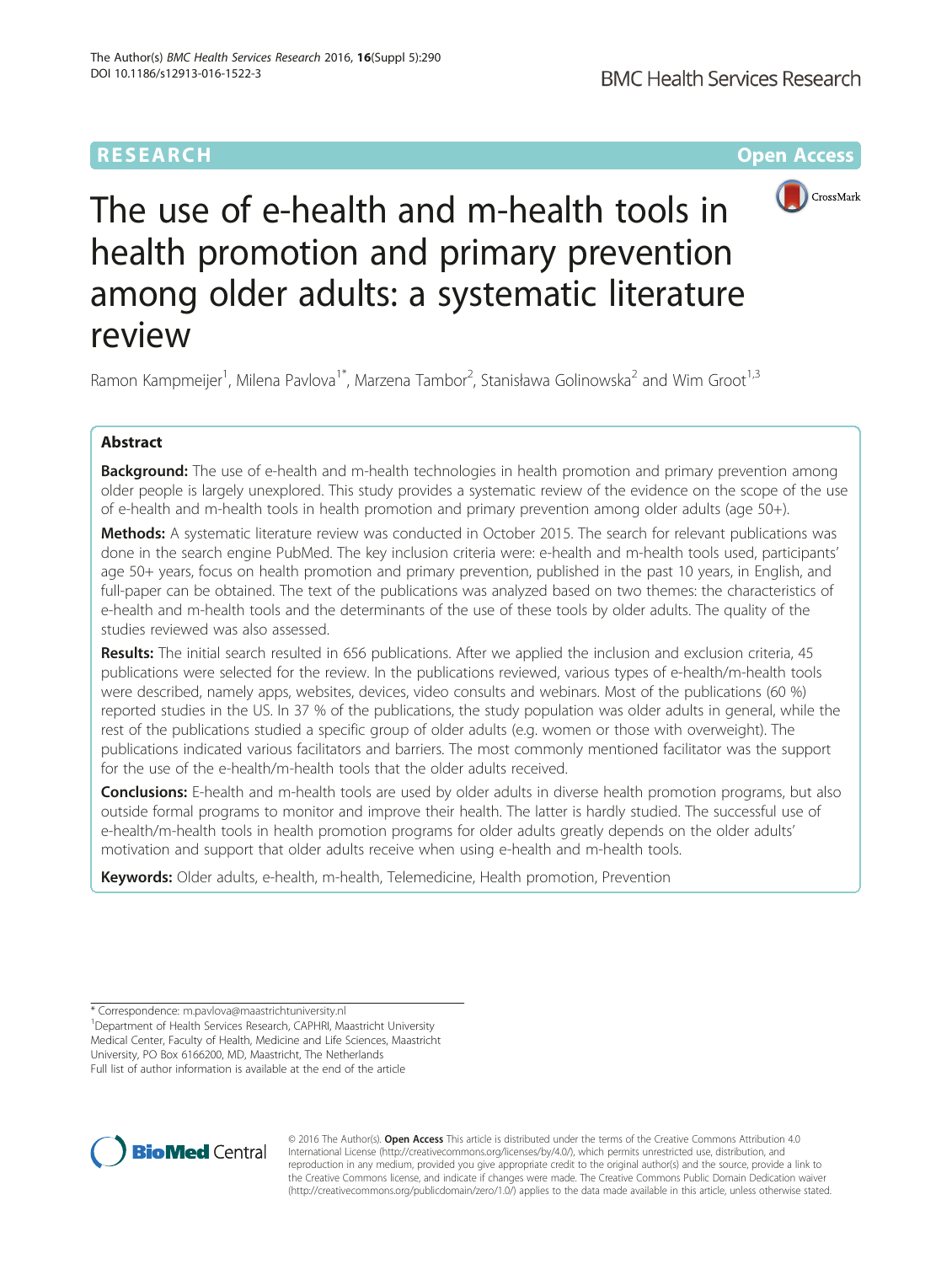RESEARCH

Open Access

# The use of e-health and m-health tools in health promotion and primary prevention among older adults: a systematic literature review

Ramon Kampmeijer[1], Milena Pavlova[1*], Marzena Tambor[2], Stanisława Golinowska[2] and Wim Groot[1,3]

## Abstract

**Background:** The use of e-health and m-health technologies in health promotion and primary prevention among older people is largely unexplored. This study provides a systematic review of the evidence on the scope of the use of e-health and m-health tools in health promotion and primary prevention among older adults (age 50+).

**Methods:** A systematic literature review was conducted in October 2015. The search for relevant publications was done in the search engine PubMed. The key inclusion criteria were: e-health and m-health tools used, participants' age 50+ years, focus on health promotion and primary prevention, published in the past 10 years, in English, and full-paper can be obtained. The text of the publications was analyzed based on two themes: the characteristics of e-health and m-health tools and the determinants of the use of these tools by older adults. The quality of the studies reviewed was also assessed.

**Results:** The initial search resulted in 656 publications. After we applied the inclusion and exclusion criteria, 45 publications were selected for the review. In the publications reviewed, various types of e-health/m-health tools were described, namely apps, websites, devices, video consults and webinars. Most of the publications (60 %) reported studies in the US. In 37 % of the publications, the study population was older adults in general, while the rest of the publications studied a specific group of older adults (e.g. women or those with overweight). The publications indicated various facilitators and barriers. The most commonly mentioned facilitator was the support for the use of the e-health/m-health tools that the older adults received.

**Conclusions:** E-health and m-health tools are used by older adults in diverse health promotion programs, but also outside formal programs to monitor and improve their health. The latter is hardly studied. The successful use of e-health/m-health tools in health promotion programs for older adults greatly depends on the older adults' motivation and support that older adults receive when using e-health and m-health tools.

**Keywords:** Older adults, e-health, m-health, Telemedicine, Health promotion, Prevention

* Correspondence: m.pavlova@maastrichtuniversity.nl
[1]Department of Health Services Research, CAPHRI, Maastricht University Medical Center, Faculty of Health, Medicine and Life Sciences, Maastricht University, PO Box 6166200, MD, Maastricht, The Netherlands
Full list of author information is available at the end of the article

© 2016 The Author(s). **Open Access** This article is distributed under the terms of the Creative Commons Attribution 4.0 International License (http://creativecommons.org/licenses/by/4.0/), which permits unrestricted use, distribution, and reproduction in any medium, provided you give appropriate credit to the original author(s) and the source, provide a link to the Creative Commons license, and indicate if changes were made. The Creative Commons Public Domain Dedication waiver (http://creativecommons.org/publicdomain/zero/1.0/) applies to the data made available in this article, unless otherwise stated.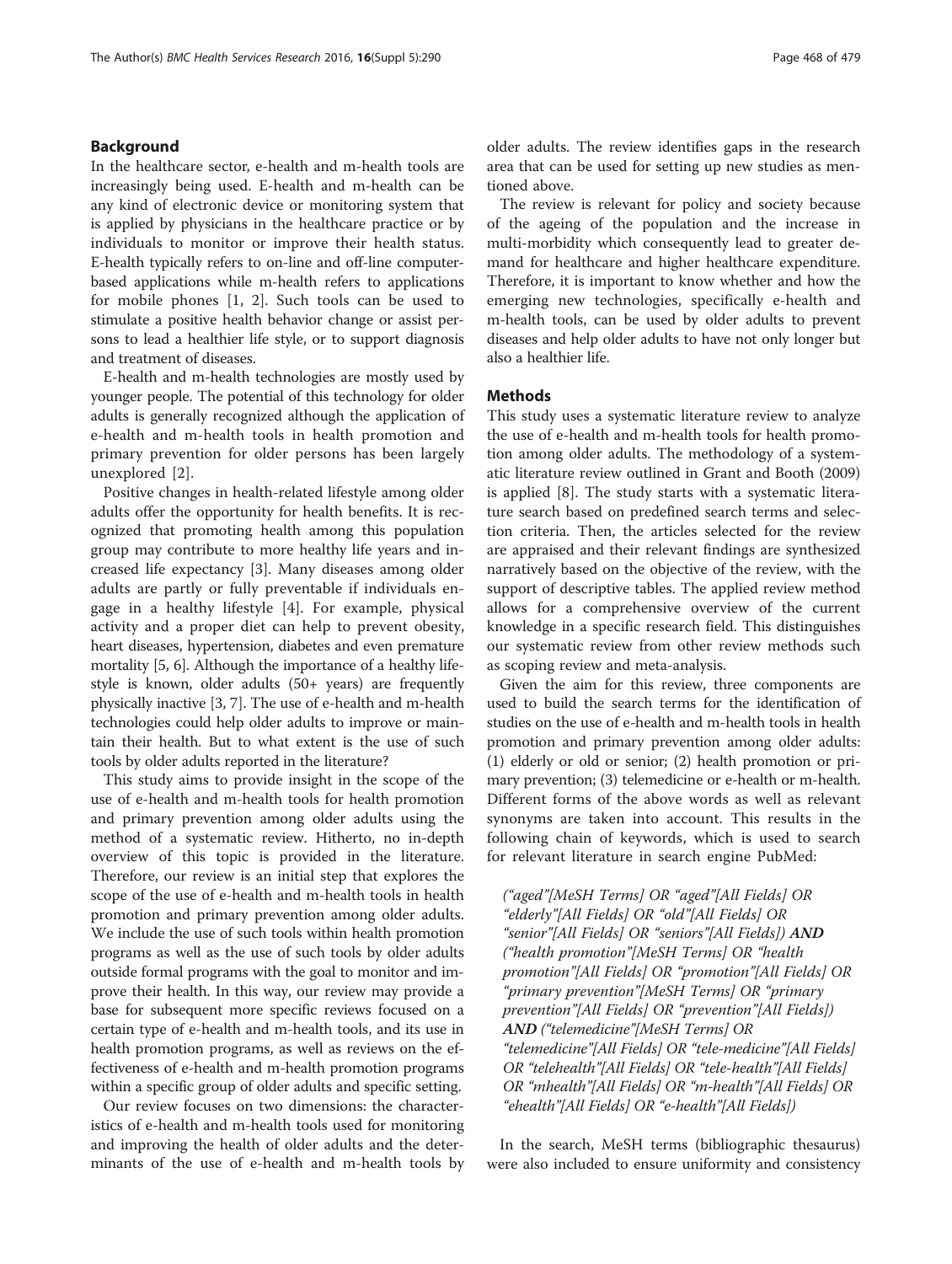## Background

In the healthcare sector, e-health and m-health tools are increasingly being used. E-health and m-health can be any kind of electronic device or monitoring system that is applied by physicians in the healthcare practice or by individuals to monitor or improve their health status. E-health typically refers to on-line and off-line computer-based applications while m-health refers to applications for mobile phones [1, 2]. Such tools can be used to stimulate a positive health behavior change or assist persons to lead a healthier life style, or to support diagnosis and treatment of diseases.

E-health and m-health technologies are mostly used by younger people. The potential of this technology for older adults is generally recognized although the application of e-health and m-health tools in health promotion and primary prevention for older persons has been largely unexplored [2].

Positive changes in health-related lifestyle among older adults offer the opportunity for health benefits. It is recognized that promoting health among this population group may contribute to more healthy life years and increased life expectancy [3]. Many diseases among older adults are partly or fully preventable if individuals engage in a healthy lifestyle [4]. For example, physical activity and a proper diet can help to prevent obesity, heart diseases, hypertension, diabetes and even premature mortality [5, 6]. Although the importance of a healthy lifestyle is known, older adults (50+ years) are frequently physically inactive [3, 7]. The use of e-health and m-health technologies could help older adults to improve or maintain their health. But to what extent is the use of such tools by older adults reported in the literature?

This study aims to provide insight in the scope of the use of e-health and m-health tools for health promotion and primary prevention among older adults using the method of a systematic review. Hitherto, no in-depth overview of this topic is provided in the literature. Therefore, our review is an initial step that explores the scope of the use of e-health and m-health tools in health promotion and primary prevention among older adults. We include the use of such tools within health promotion programs as well as the use of such tools by older adults outside formal programs with the goal to monitor and improve their health. In this way, our review may provide a base for subsequent more specific reviews focused on a certain type of e-health and m-health tools, and its use in health promotion programs, as well as reviews on the effectiveness of e-health and m-health promotion programs within a specific group of older adults and specific setting.

Our review focuses on two dimensions: the characteristics of e-health and m-health tools used for monitoring and improving the health of older adults and the determinants of the use of e-health and m-health tools by older adults. The review identifies gaps in the research area that can be used for setting up new studies as mentioned above.

The review is relevant for policy and society because of the ageing of the population and the increase in multi-morbidity which consequently lead to greater demand for healthcare and higher healthcare expenditure. Therefore, it is important to know whether and how the emerging new technologies, specifically e-health and m-health tools, can be used by older adults to prevent diseases and help older adults to have not only longer but also a healthier life.

## Methods

This study uses a systematic literature review to analyze the use of e-health and m-health tools for health promotion among older adults. The methodology of a systematic literature review outlined in Grant and Booth (2009) is applied [8]. The study starts with a systematic literature search based on predefined search terms and selection criteria. Then, the articles selected for the review are appraised and their relevant findings are synthesized narratively based on the objective of the review, with the support of descriptive tables. The applied review method allows for a comprehensive overview of the current knowledge in a specific research field. This distinguishes our systematic review from other review methods such as scoping review and meta-analysis.

Given the aim for this review, three components are used to build the search terms for the identification of studies on the use of e-health and m-health tools in health promotion and primary prevention among older adults: (1) elderly or old or senior; (2) health promotion or primary prevention; (3) telemedicine or e-health or m-health. Different forms of the above words as well as relevant synonyms are taken into account. This results in the following chain of keywords, which is used to search for relevant literature in search engine PubMed:

> *("aged"[MeSH Terms] OR "aged"[All Fields] OR "elderly"[All Fields] OR "old"[All Fields] OR "senior"[All Fields] OR "seniors"[All Fields])* ***AND*** *("health promotion"[MeSH Terms] OR "health promotion"[All Fields] OR "promotion"[All Fields] OR "primary prevention"[MeSH Terms] OR "primary prevention"[All Fields] OR "prevention"[All Fields])* ***AND*** *("telemedicine"[MeSH Terms] OR "telemedicine"[All Fields] OR "tele-medicine"[All Fields] OR "telehealth"[All Fields] OR "tele-health"[All Fields] OR "mhealth"[All Fields] OR "m-health"[All Fields] OR "ehealth"[All Fields] OR "e-health"[All Fields])*

In the search, MeSH terms (bibliographic thesaurus) were also included to ensure uniformity and consistency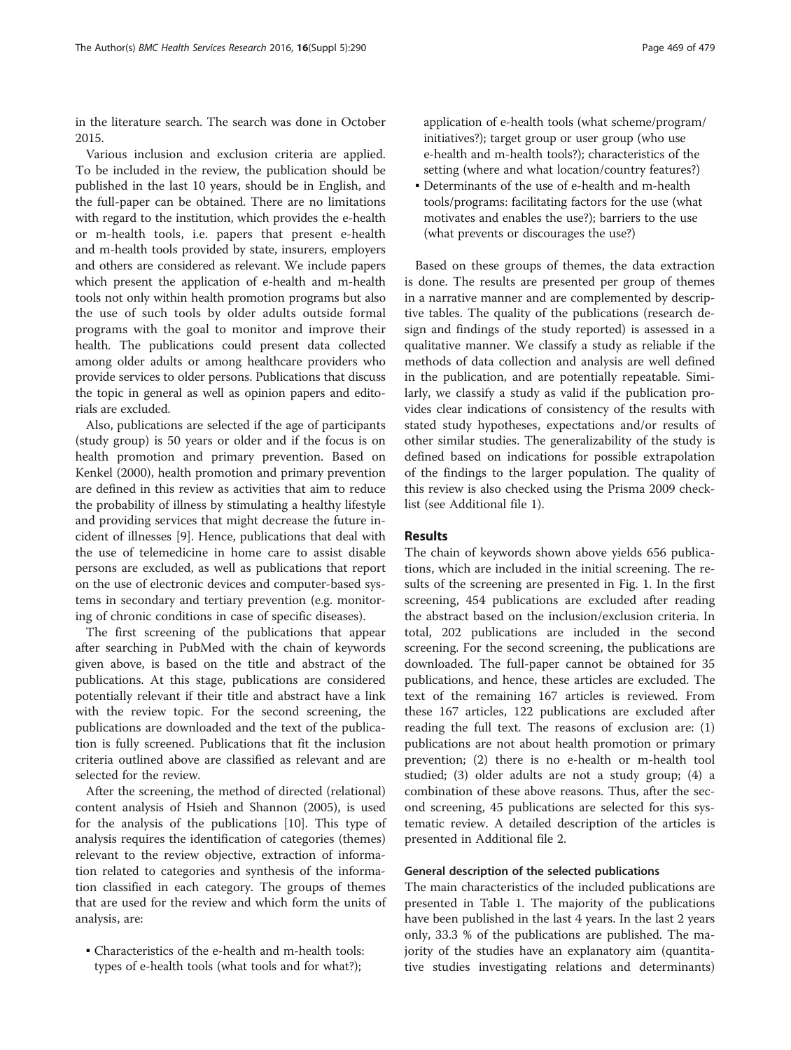in the literature search. The search was done in October 2015.

Various inclusion and exclusion criteria are applied. To be included in the review, the publication should be published in the last 10 years, should be in English, and the full-paper can be obtained. There are no limitations with regard to the institution, which provides the e-health or m-health tools, i.e. papers that present e-health and m-health tools provided by state, insurers, employers and others are considered as relevant. We include papers which present the application of e-health and m-health tools not only within health promotion programs but also the use of such tools by older adults outside formal programs with the goal to monitor and improve their health. The publications could present data collected among older adults or among healthcare providers who provide services to older persons. Publications that discuss the topic in general as well as opinion papers and editorials are excluded.

Also, publications are selected if the age of participants (study group) is 50 years or older and if the focus is on health promotion and primary prevention. Based on Kenkel (2000), health promotion and primary prevention are defined in this review as activities that aim to reduce the probability of illness by stimulating a healthy lifestyle and providing services that might decrease the future incident of illnesses [9]. Hence, publications that deal with the use of telemedicine in home care to assist disable persons are excluded, as well as publications that report on the use of electronic devices and computer-based systems in secondary and tertiary prevention (e.g. monitoring of chronic conditions in case of specific diseases).

The first screening of the publications that appear after searching in PubMed with the chain of keywords given above, is based on the title and abstract of the publications. At this stage, publications are considered potentially relevant if their title and abstract have a link with the review topic. For the second screening, the publications are downloaded and the text of the publication is fully screened. Publications that fit the inclusion criteria outlined above are classified as relevant and are selected for the review.

After the screening, the method of directed (relational) content analysis of Hsieh and Shannon (2005), is used for the analysis of the publications [10]. This type of analysis requires the identification of categories (themes) relevant to the review objective, extraction of information related to categories and synthesis of the information classified in each category. The groups of themes that are used for the review and which form the units of analysis, are:

- Characteristics of the e-health and m-health tools: types of e-health tools (what tools and for what?); application of e-health tools (what scheme/program/initiatives?); target group or user group (who use e-health and m-health tools?); characteristics of the setting (where and what location/country features?)
- Determinants of the use of e-health and m-health tools/programs: facilitating factors for the use (what motivates and enables the use?); barriers to the use (what prevents or discourages the use?)

Based on these groups of themes, the data extraction is done. The results are presented per group of themes in a narrative manner and are complemented by descriptive tables. The quality of the publications (research design and findings of the study reported) is assessed in a qualitative manner. We classify a study as reliable if the methods of data collection and analysis are well defined in the publication, and are potentially repeatable. Similarly, we classify a study as valid if the publication provides clear indications of consistency of the results with stated study hypotheses, expectations and/or results of other similar studies. The generalizability of the study is defined based on indications for possible extrapolation of the findings to the larger population. The quality of this review is also checked using the Prisma 2009 checklist (see Additional file 1).

## Results

The chain of keywords shown above yields 656 publications, which are included in the initial screening. The results of the screening are presented in Fig. 1. In the first screening, 454 publications are excluded after reading the abstract based on the inclusion/exclusion criteria. In total, 202 publications are included in the second screening. For the second screening, the publications are downloaded. The full-paper cannot be obtained for 35 publications, and hence, these articles are excluded. The text of the remaining 167 articles is reviewed. From these 167 articles, 122 publications are excluded after reading the full text. The reasons of exclusion are: (1) publications are not about health promotion or primary prevention; (2) there is no e-health or m-health tool studied; (3) older adults are not a study group; (4) a combination of these above reasons. Thus, after the second screening, 45 publications are selected for this systematic review. A detailed description of the articles is presented in Additional file 2.

### General description of the selected publications

The main characteristics of the included publications are presented in Table 1. The majority of the publications have been published in the last 4 years. In the last 2 years only, 33.3 % of the publications are published. The majority of the studies have an explanatory aim (quantitative studies investigating relations and determinants)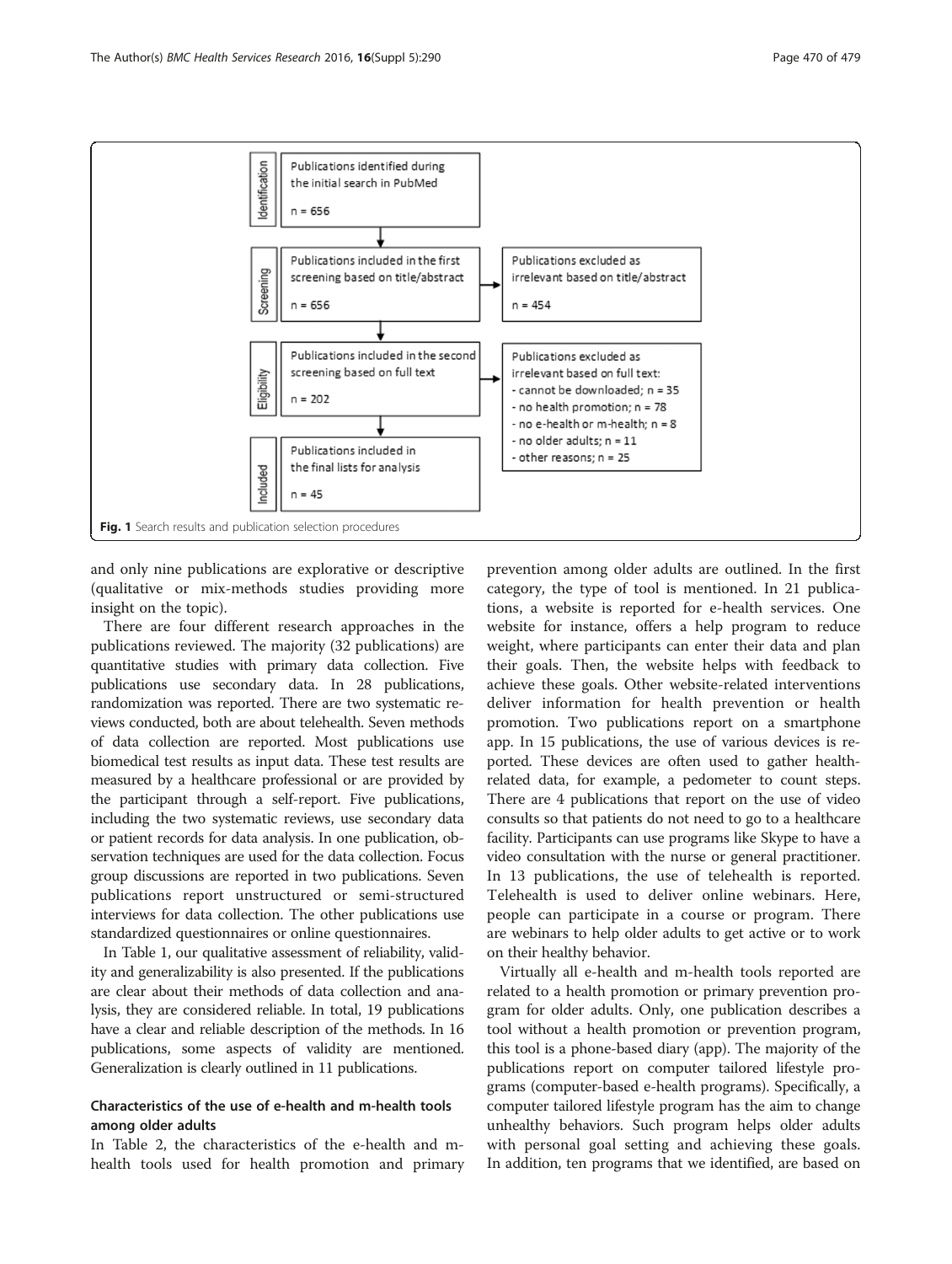Identification — Publications identified during the initial search in PubMed n = 656

Screening — Publications included in the first screening based on title/abstract n = 656 → Publications excluded as irrelevant based on title/abstract n = 454

Eligibility — Publications included in the second screening based on full text n = 202 → Publications excluded as irrelevant based on full text:
- cannot be downloaded; n = 35
- no health promotion; n = 78
- no e-health or m-health; n = 8
- no older adults; n = 11
- other reasons; n = 25

Included — Publications included in the final lists for analysis n = 45

**Fig. 1** Search results and publication selection procedures

and only nine publications are explorative or descriptive (qualitative or mix-methods studies providing more insight on the topic).

There are four different research approaches in the publications reviewed. The majority (32 publications) are quantitative studies with primary data collection. Five publications use secondary data. In 28 publications, randomization was reported. There are two systematic reviews conducted, both are about telehealth. Seven methods of data collection are reported. Most publications use biomedical test results as input data. These test results are measured by a healthcare professional or are provided by the participant through a self-report. Five publications, including the two systematic reviews, use secondary data or patient records for data analysis. In one publication, observation techniques are used for the data collection. Focus group discussions are reported in two publications. Seven publications report unstructured or semi-structured interviews for data collection. The other publications use standardized questionnaires or online questionnaires.

In Table 1, our qualitative assessment of reliability, validity and generalizability is also presented. If the publications are clear about their methods of data collection and analysis, they are considered reliable. In total, 19 publications have a clear and reliable description of the methods. In 16 publications, some aspects of validity are mentioned. Generalization is clearly outlined in 11 publications.

### Characteristics of the use of e-health and m-health tools among older adults

In Table 2, the characteristics of the e-health and m-health tools used for health promotion and primary prevention among older adults are outlined. In the first category, the type of tool is mentioned. In 21 publications, a website is reported for e-health services. One website for instance, offers a help program to reduce weight, where participants can enter their data and plan their goals. Then, the website helps with feedback to achieve these goals. Other website-related interventions deliver information for health prevention or health promotion. Two publications report on a smartphone app. In 15 publications, the use of various devices is reported. These devices are often used to gather health-related data, for example, a pedometer to count steps. There are 4 publications that report on the use of video consults so that patients do not need to go to a healthcare facility. Participants can use programs like Skype to have a video consultation with the nurse or general practitioner. In 13 publications, the use of telehealth is reported. Telehealth is used to deliver online webinars. Here, people can participate in a course or program. There are webinars to help older adults to get active or to work on their healthy behavior.

Virtually all e-health and m-health tools reported are related to a health promotion or primary prevention program for older adults. Only, one publication describes a tool without a health promotion or prevention program, this tool is a phone-based diary (app). The majority of the publications report on computer tailored lifestyle programs (computer-based e-health programs). Specifically, a computer tailored lifestyle program has the aim to change unhealthy behaviors. Such program helps older adults with personal goal setting and achieving these goals. In addition, ten programs that we identified, are based on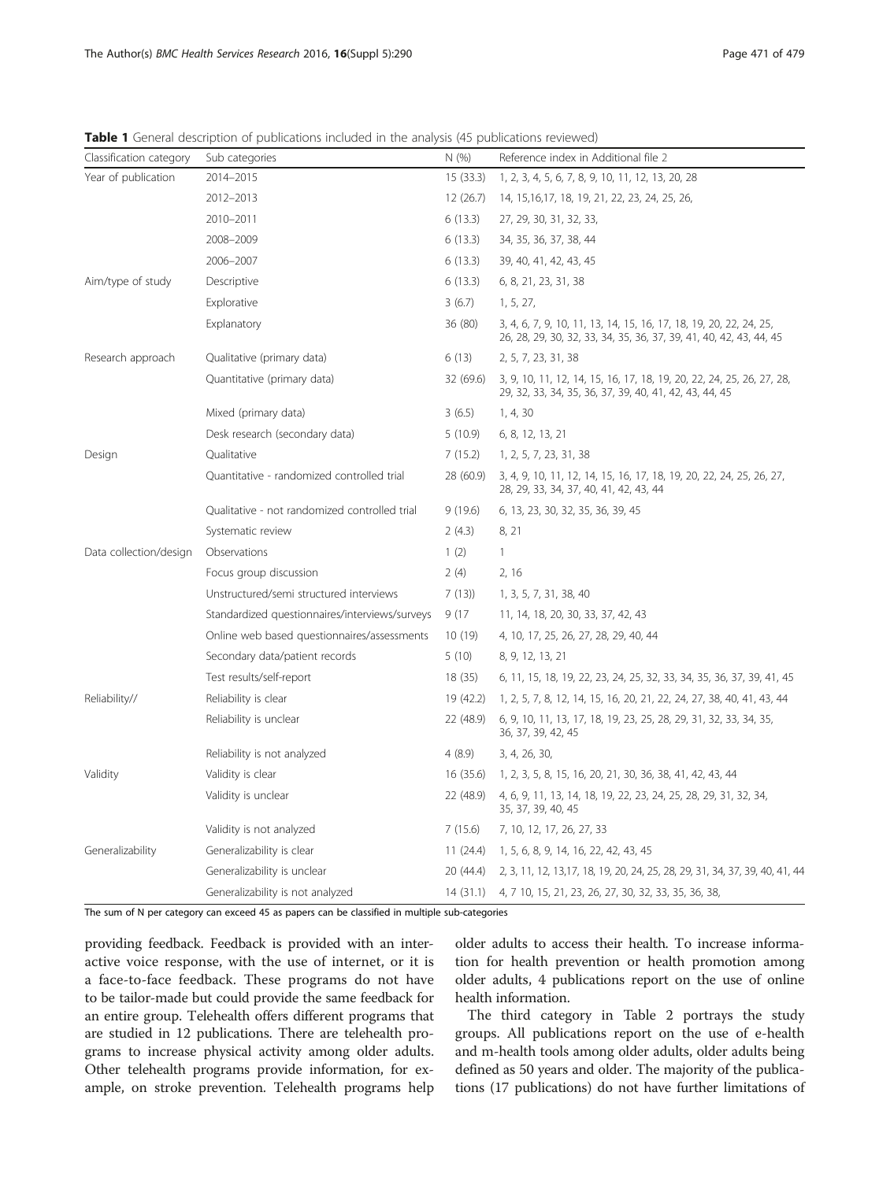**Table 1** General description of publications included in the analysis (45 publications reviewed)

| Classification category | Sub categories | N (%) | Reference index in Additional file 2 |
|---|---|---|---|
| Year of publication | 2014–2015 | 15 (33.3) | 1, 2, 3, 4, 5, 6, 7, 8, 9, 10, 11, 12, 13, 20, 28 |
| | 2012–2013 | 12 (26.7) | 14, 15,16,17, 18, 19, 21, 22, 23, 24, 25, 26, |
| | 2010–2011 | 6 (13.3) | 27, 29, 30, 31, 32, 33, |
| | 2008–2009 | 6 (13.3) | 34, 35, 36, 37, 38, 44 |
| | 2006–2007 | 6 (13.3) | 39, 40, 41, 42, 43, 45 |
| Aim/type of study | Descriptive | 6 (13.3) | 6, 8, 21, 23, 31, 38 |
| | Explorative | 3 (6.7) | 1, 5, 27, |
| | Explanatory | 36 (80) | 3, 4, 6, 7, 9, 10, 11, 13, 14, 15, 16, 17, 18, 19, 20, 22, 24, 25, 26, 28, 29, 30, 32, 33, 34, 35, 36, 37, 39, 41, 40, 42, 43, 44, 45 |
| Research approach | Qualitative (primary data) | 6 (13) | 2, 5, 7, 23, 31, 38 |
| | Quantitative (primary data) | 32 (69.6) | 3, 9, 10, 11, 12, 14, 15, 16, 17, 18, 19, 20, 22, 24, 25, 26, 27, 28, 29, 32, 33, 34, 35, 36, 37, 39, 40, 41, 42, 43, 44, 45 |
| | Mixed (primary data) | 3 (6.5) | 1, 4, 30 |
| | Desk research (secondary data) | 5 (10.9) | 6, 8, 12, 13, 21 |
| Design | Qualitative | 7 (15.2) | 1, 2, 5, 7, 23, 31, 38 |
| | Quantitative - randomized controlled trial | 28 (60.9) | 3, 4, 9, 10, 11, 12, 14, 15, 16, 17, 18, 19, 20, 22, 24, 25, 26, 27, 28, 29, 33, 34, 37, 40, 41, 42, 43, 44 |
| | Qualitative - not randomized controlled trial | 9 (19.6) | 6, 13, 23, 30, 32, 35, 36, 39, 45 |
| | Systematic review | 2 (4.3) | 8, 21 |
| Data collection/design | Observations | 1 (2) | 1 |
| | Focus group discussion | 2 (4) | 2, 16 |
| | Unstructured/semi structured interviews | 7 (13)) | 1, 3, 5, 7, 31, 38, 40 |
| | Standardized questionnaires/interviews/surveys | 9 (17 | 11, 14, 18, 20, 30, 33, 37, 42, 43 |
| | Online web based questionnaires/assessments | 10 (19) | 4, 10, 17, 25, 26, 27, 28, 29, 40, 44 |
| | Secondary data/patient records | 5 (10) | 8, 9, 12, 13, 21 |
| | Test results/self-report | 18 (35) | 6, 11, 15, 18, 19, 22, 23, 24, 25, 32, 33, 34, 35, 36, 37, 39, 41, 45 |
| Reliability// | Reliability is clear | 19 (42.2) | 1, 2, 5, 7, 8, 12, 14, 15, 16, 20, 21, 22, 24, 27, 38, 40, 41, 43, 44 |
| | Reliability is unclear | 22 (48.9) | 6, 9, 10, 11, 13, 17, 18, 19, 23, 25, 28, 29, 31, 32, 33, 34, 35, 36, 37, 39, 42, 45 |
| | Reliability is not analyzed | 4 (8.9) | 3, 4, 26, 30, |
| Validity | Validity is clear | 16 (35.6) | 1, 2, 3, 5, 8, 15, 16, 20, 21, 30, 36, 38, 41, 42, 43, 44 |
| | Validity is unclear | 22 (48.9) | 4, 6, 9, 11, 13, 14, 18, 19, 22, 23, 24, 25, 28, 29, 31, 32, 34, 35, 37, 39, 40, 45 |
| | Validity is not analyzed | 7 (15.6) | 7, 10, 12, 17, 26, 27, 33 |
| Generalizability | Generalizability is clear | 11 (24.4) | 1, 5, 6, 8, 9, 14, 16, 22, 42, 43, 45 |
| | Generalizability is unclear | 20 (44.4) | 2, 3, 11, 12, 13,17, 18, 19, 20, 24, 25, 28, 29, 31, 34, 37, 39, 40, 41, 44 |
| | Generalizability is not analyzed | 14 (31.1) | 4, 7 10, 15, 21, 23, 26, 27, 30, 32, 33, 35, 36, 38, |

The sum of N per category can exceed 45 as papers can be classified in multiple sub-categories

providing feedback. Feedback is provided with an interactive voice response, with the use of internet, or it is a face-to-face feedback. These programs do not have to be tailor-made but could provide the same feedback for an entire group. Telehealth offers different programs that are studied in 12 publications. There are telehealth programs to increase physical activity among older adults. Other telehealth programs provide information, for example, on stroke prevention. Telehealth programs help older adults to access their health. To increase information for health prevention or health promotion among older adults, 4 publications report on the use of online health information.

The third category in Table 2 portrays the study groups. All publications report on the use of e-health and m-health tools among older adults, older adults being defined as 50 years and older. The majority of the publications (17 publications) do not have further limitations of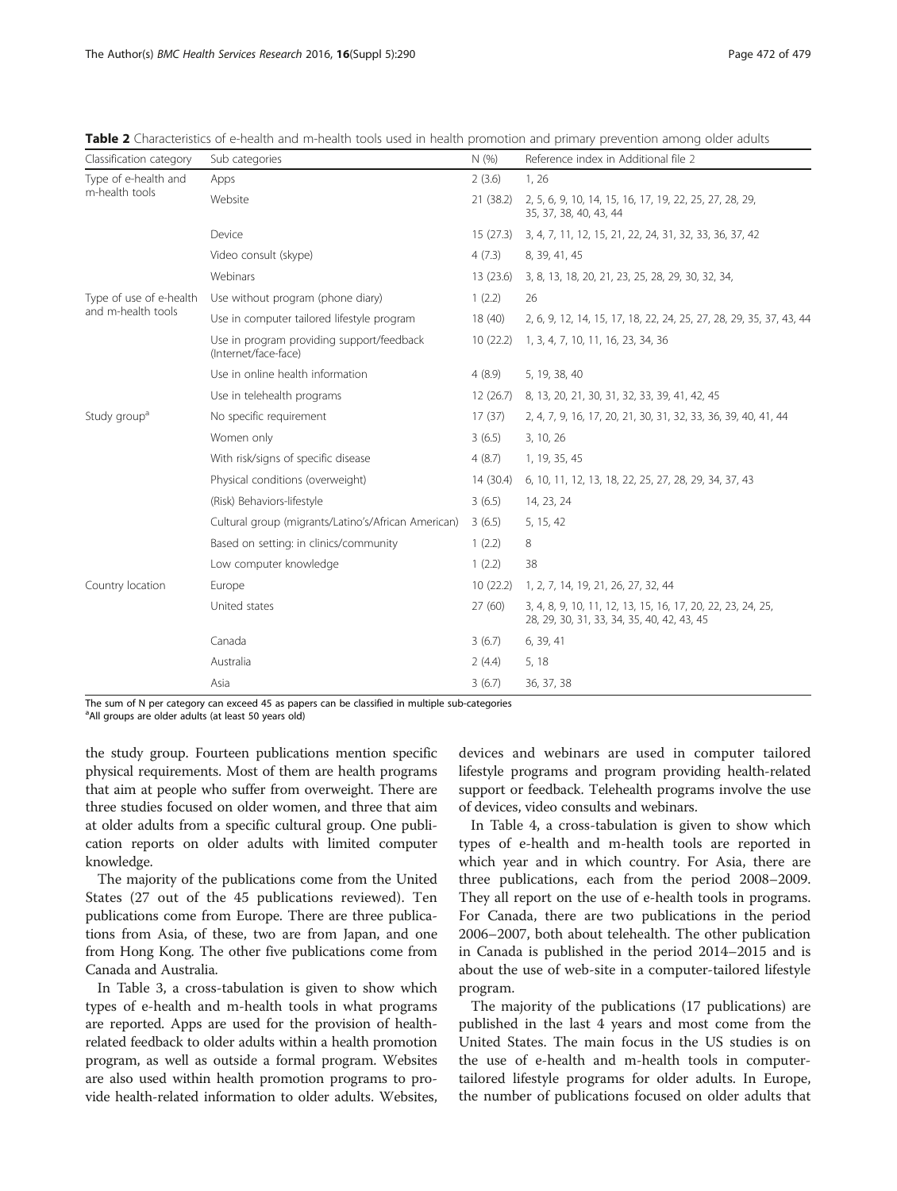**Table 2** Characteristics of e-health and m-health tools used in health promotion and primary prevention among older adults

| Classification category | Sub categories | N (%) | Reference index in Additional file 2 |
|---|---|---|---|
| Type of e-health and m-health tools | Apps | 2 (3.6) | 1, 26 |
| | Website | 21 (38.2) | 2, 5, 6, 9, 10, 14, 15, 16, 17, 19, 22, 25, 27, 28, 29, 35, 37, 38, 40, 43, 44 |
| | Device | 15 (27.3) | 3, 4, 7, 11, 12, 15, 21, 22, 24, 31, 32, 33, 36, 37, 42 |
| | Video consult (skype) | 4 (7.3) | 8, 39, 41, 45 |
| | Webinars | 13 (23.6) | 3, 8, 13, 18, 20, 21, 23, 25, 28, 29, 30, 32, 34, |
| Type of use of e-health and m-health tools | Use without program (phone diary) | 1 (2.2) | 26 |
| | Use in computer tailored lifestyle program | 18 (40) | 2, 6, 9, 12, 14, 15, 17, 18, 22, 24, 25, 27, 28, 29, 35, 37, 43, 44 |
| | Use in program providing support/feedback (Internet/face-face) | 10 (22.2) | 1, 3, 4, 7, 10, 11, 16, 23, 34, 36 |
| | Use in online health information | 4 (8.9) | 5, 19, 38, 40 |
| | Use in telehealth programs | 12 (26.7) | 8, 13, 20, 21, 30, 31, 32, 33, 39, 41, 42, 45 |
| Study group[a] | No specific requirement | 17 (37) | 2, 4, 7, 9, 16, 17, 20, 21, 30, 31, 32, 33, 36, 39, 40, 41, 44 |
| | Women only | 3 (6.5) | 3, 10, 26 |
| | With risk/signs of specific disease | 4 (8.7) | 1, 19, 35, 45 |
| | Physical conditions (overweight) | 14 (30.4) | 6, 10, 11, 12, 13, 18, 22, 25, 27, 28, 29, 34, 37, 43 |
| | (Risk) Behaviors-lifestyle | 3 (6.5) | 14, 23, 24 |
| | Cultural group (migrants/Latino's/African American) | 3 (6.5) | 5, 15, 42 |
| | Based on setting: in clinics/community | 1 (2.2) | 8 |
| | Low computer knowledge | 1 (2.2) | 38 |
| Country location | Europe | 10 (22.2) | 1, 2, 7, 14, 19, 21, 26, 27, 32, 44 |
| | United states | 27 (60) | 3, 4, 8, 9, 10, 11, 12, 13, 15, 16, 17, 20, 22, 23, 24, 25, 28, 29, 30, 31, 33, 34, 35, 40, 42, 43, 45 |
| | Canada | 3 (6.7) | 6, 39, 41 |
| | Australia | 2 (4.4) | 5, 18 |
| | Asia | 3 (6.7) | 36, 37, 38 |

The sum of N per category can exceed 45 as papers can be classified in multiple sub-categories
[a]All groups are older adults (at least 50 years old)

the study group. Fourteen publications mention specific physical requirements. Most of them are health programs that aim at people who suffer from overweight. There are three studies focused on older women, and three that aim at older adults from a specific cultural group. One publication reports on older adults with limited computer knowledge.

The majority of the publications come from the United States (27 out of the 45 publications reviewed). Ten publications come from Europe. There are three publications from Asia, of these, two are from Japan, and one from Hong Kong. The other five publications come from Canada and Australia.

In Table 3, a cross-tabulation is given to show which types of e-health and m-health tools in what programs are reported. Apps are used for the provision of health-related feedback to older adults within a health promotion program, as well as outside a formal program. Websites are also used within health promotion programs to provide health-related information to older adults. Websites, devices and webinars are used in computer tailored lifestyle programs and program providing health-related support or feedback. Telehealth programs involve the use of devices, video consults and webinars.

In Table 4, a cross-tabulation is given to show which types of e-health and m-health tools are reported in which year and in which country. For Asia, there are three publications, each from the period 2008–2009. They all report on the use of e-health tools in programs. For Canada, there are two publications in the period 2006–2007, both about telehealth. The other publication in Canada is published in the period 2014–2015 and is about the use of web-site in a computer-tailored lifestyle program.

The majority of the publications (17 publications) are published in the last 4 years and most come from the United States. The main focus in the US studies is on the use of e-health and m-health tools in computer-tailored lifestyle programs for older adults. In Europe, the number of publications focused on older adults that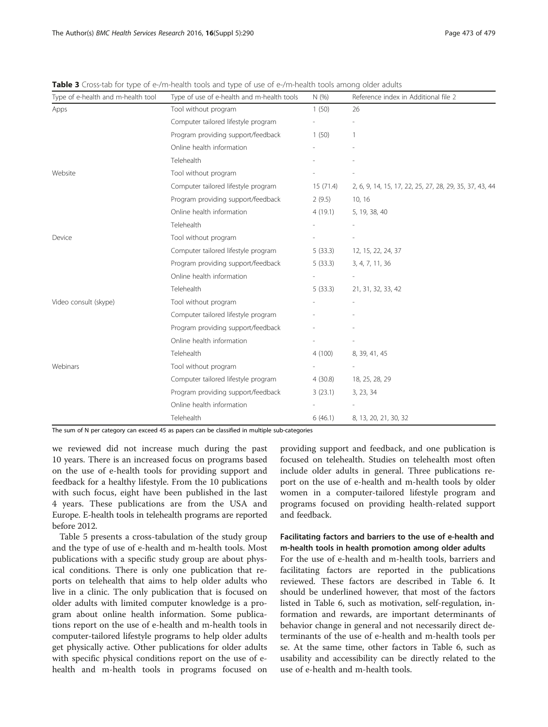**Table 3** Cross-tab for type of e-/m-health tools and type of use of e-/m-health tools among older adults

| Type of e-health and m-health tool | Type of use of e-health and m-health tools | N (%) | Reference index in Additional file 2 |
|---|---|---|---|
| Apps | Tool without program | 1 (50) | 26 |
| | Computer tailored lifestyle program | - | - |
| | Program providing support/feedback | 1 (50) | 1 |
| | Online health information | - | - |
| | Telehealth | - | - |
| Website | Tool without program | - | - |
| | Computer tailored lifestyle program | 15 (71.4) | 2, 6, 9, 14, 15, 17, 22, 25, 27, 28, 29, 35, 37, 43, 44 |
| | Program providing support/feedback | 2 (9.5) | 10, 16 |
| | Online health information | 4 (19.1) | 5, 19, 38, 40 |
| | Telehealth | - | - |
| Device | Tool without program | - | - |
| | Computer tailored lifestyle program | 5 (33.3) | 12, 15, 22, 24, 37 |
| | Program providing support/feedback | 5 (33.3) | 3, 4, 7, 11, 36 |
| | Online health information | - | - |
| | Telehealth | 5 (33.3) | 21, 31, 32, 33, 42 |
| Video consult (skype) | Tool without program | - | - |
| | Computer tailored lifestyle program | - | - |
| | Program providing support/feedback | - | - |
| | Online health information | - | - |
| | Telehealth | 4 (100) | 8, 39, 41, 45 |
| Webinars | Tool without program | - | - |
| | Computer tailored lifestyle program | 4 (30.8) | 18, 25, 28, 29 |
| | Program providing support/feedback | 3 (23.1) | 3, 23, 34 |
| | Online health information | - | - |
| | Telehealth | 6 (46.1) | 8, 13, 20, 21, 30, 32 |

The sum of N per category can exceed 45 as papers can be classified in multiple sub-categories

we reviewed did not increase much during the past 10 years. There is an increased focus on programs based on the use of e-health tools for providing support and feedback for a healthy lifestyle. From the 10 publications with such focus, eight have been published in the last 4 years. These publications are from the USA and Europe. E-health tools in telehealth programs are reported before 2012.

Table 5 presents a cross-tabulation of the study group and the type of use of e-health and m-health tools. Most publications with a specific study group are about physical conditions. There is only one publication that reports on telehealth that aims to help older adults who live in a clinic. The only publication that is focused on older adults with limited computer knowledge is a program about online health information. Some publications report on the use of e-health and m-health tools in computer-tailored lifestyle programs to help older adults get physically active. Other publications for older adults with specific physical conditions report on the use of e-health and m-health tools in programs focused on providing support and feedback, and one publication is focused on telehealth. Studies on telehealth most often include older adults in general. Three publications report on the use of e-health and m-health tools by older women in a computer-tailored lifestyle program and programs focused on providing health-related support and feedback.

### Facilitating factors and barriers to the use of e-health and m-health tools in health promotion among older adults

For the use of e-health and m-health tools, barriers and facilitating factors are reported in the publications reviewed. These factors are described in Table 6. It should be underlined however, that most of the factors listed in Table 6, such as motivation, self-regulation, information and rewards, are important determinants of behavior change in general and not necessarily direct determinants of the use of e-health and m-health tools per se. At the same time, other factors in Table 6, such as usability and accessibility can be directly related to the use of e-health and m-health tools.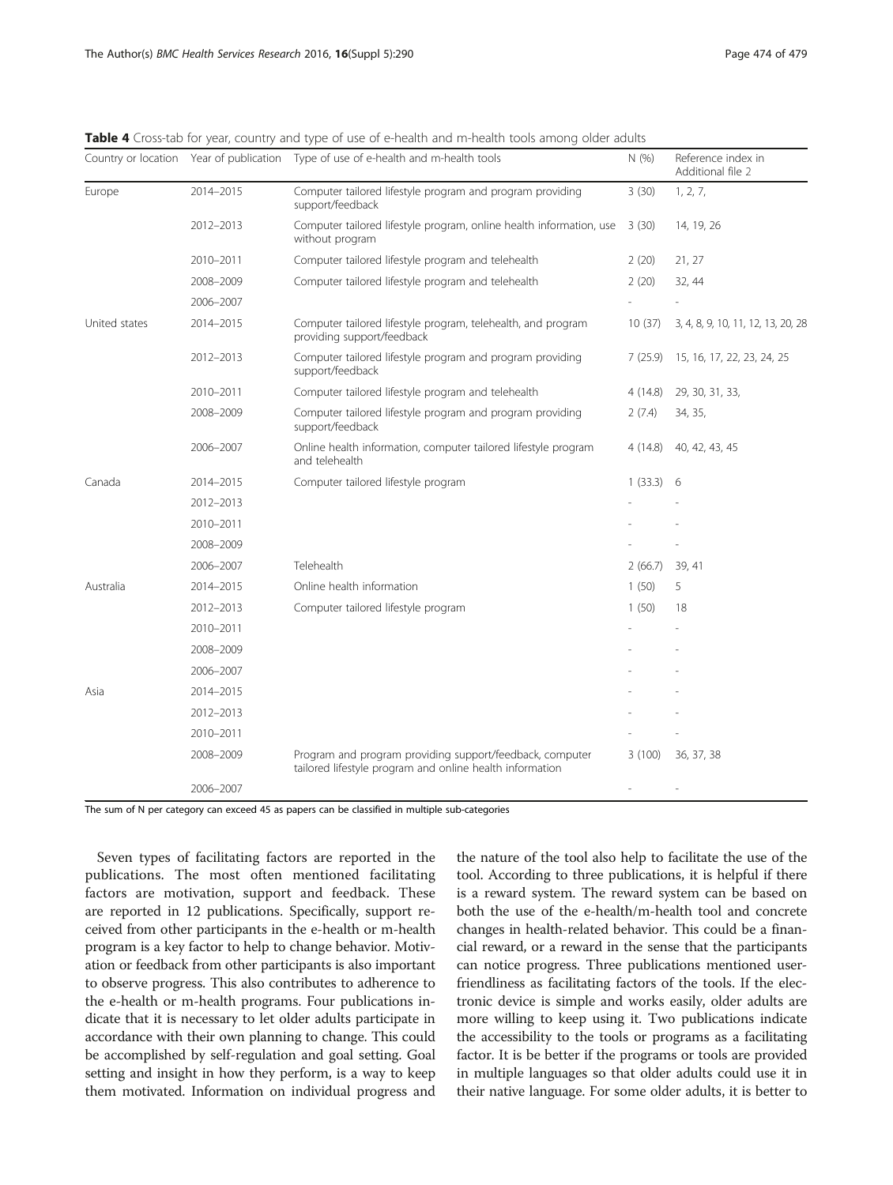**Table 4** Cross-tab for year, country and type of use of e-health and m-health tools among older adults

| Country or location | Year of publication | Type of use of e-health and m-health tools | N (%) | Reference index in Additional file 2 |
|---|---|---|---|---|
| Europe | 2014–2015 | Computer tailored lifestyle program and program providing support/feedback | 3 (30) | 1, 2, 7, |
| | 2012–2013 | Computer tailored lifestyle program, online health information, use without program | 3 (30) | 14, 19, 26 |
| | 2010–2011 | Computer tailored lifestyle program and telehealth | 2 (20) | 21, 27 |
| | 2008–2009 | Computer tailored lifestyle program and telehealth | 2 (20) | 32, 44 |
| | 2006–2007 | | - | - |
| United states | 2014–2015 | Computer tailored lifestyle program, telehealth, and program providing support/feedback | 10 (37) | 3, 4, 8, 9, 10, 11, 12, 13, 20, 28 |
| | 2012–2013 | Computer tailored lifestyle program and program providing support/feedback | 7 (25.9) | 15, 16, 17, 22, 23, 24, 25 |
| | 2010–2011 | Computer tailored lifestyle program and telehealth | 4 (14.8) | 29, 30, 31, 33, |
| | 2008–2009 | Computer tailored lifestyle program and program providing support/feedback | 2 (7.4) | 34, 35, |
| | 2006–2007 | Online health information, computer tailored lifestyle program and telehealth | 4 (14.8) | 40, 42, 43, 45 |
| Canada | 2014–2015 | Computer tailored lifestyle program | 1 (33.3) | 6 |
| | 2012–2013 | | - | - |
| | 2010–2011 | | - | - |
| | 2008–2009 | | - | - |
| | 2006–2007 | Telehealth | 2 (66.7) | 39, 41 |
| Australia | 2014–2015 | Online health information | 1 (50) | 5 |
| | 2012–2013 | Computer tailored lifestyle program | 1 (50) | 18 |
| | 2010–2011 | | - | - |
| | 2008–2009 | | - | - |
| | 2006–2007 | | - | - |
| Asia | 2014–2015 | | - | - |
| | 2012–2013 | | - | - |
| | 2010–2011 | | - | - |
| | 2008–2009 | Program and program providing support/feedback, computer tailored lifestyle program and online health information | 3 (100) | 36, 37, 38 |
| | 2006–2007 | | - | - |

The sum of N per category can exceed 45 as papers can be classified in multiple sub-categories

Seven types of facilitating factors are reported in the publications. The most often mentioned facilitating factors are motivation, support and feedback. These are reported in 12 publications. Specifically, support received from other participants in the e-health or m-health program is a key factor to help to change behavior. Motivation or feedback from other participants is also important to observe progress. This also contributes to adherence to the e-health or m-health programs. Four publications indicate that it is necessary to let older adults participate in accordance with their own planning to change. This could be accomplished by self-regulation and goal setting. Goal setting and insight in how they perform, is a way to keep them motivated. Information on individual progress and the nature of the tool also help to facilitate the use of the tool. According to three publications, it is helpful if there is a reward system. The reward system can be based on both the use of the e-health/m-health tool and concrete changes in health-related behavior. This could be a financial reward, or a reward in the sense that the participants can notice progress. Three publications mentioned user-friendliness as facilitating factors of the tools. If the electronic device is simple and works easily, older adults are more willing to keep using it. Two publications indicate the accessibility to the tools or programs as a facilitating factor. It is be better if the programs or tools are provided in multiple languages so that older adults could use it in their native language. For some older adults, it is better to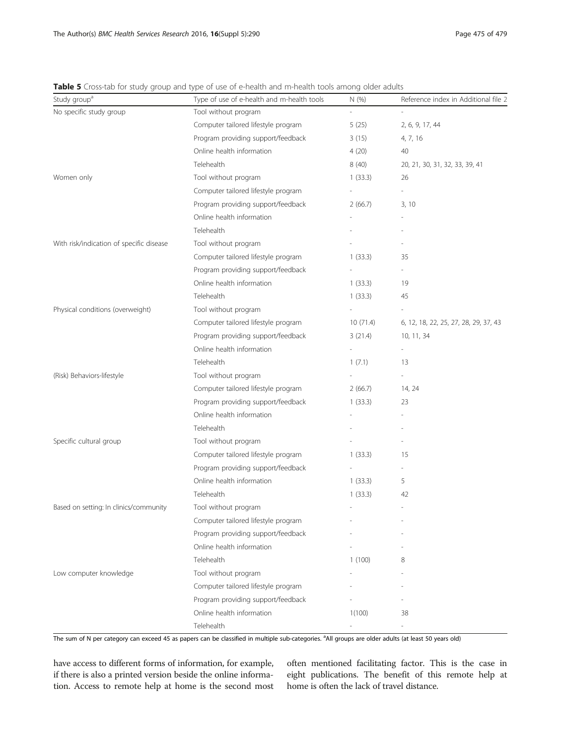**Table 5** Cross-tab for study group and type of use of e-health and m-health tools among older adults

| Study group[a] | Type of use of e-health and m-health tools | N (%) | Reference index in Additional file 2 |
|---|---|---|---|
| No specific study group | Tool without program | - | - |
| | Computer tailored lifestyle program | 5 (25) | 2, 6, 9, 17, 44 |
| | Program providing support/feedback | 3 (15) | 4, 7, 16 |
| | Online health information | 4 (20) | 40 |
| | Telehealth | 8 (40) | 20, 21, 30, 31, 32, 33, 39, 41 |
| Women only | Tool without program | 1 (33.3) | 26 |
| | Computer tailored lifestyle program | - | - |
| | Program providing support/feedback | 2 (66.7) | 3, 10 |
| | Online health information | - | - |
| | Telehealth | - | - |
| With risk/indication of specific disease | Tool without program | - | - |
| | Computer tailored lifestyle program | 1 (33.3) | 35 |
| | Program providing support/feedback | - | - |
| | Online health information | 1 (33.3) | 19 |
| | Telehealth | 1 (33.3) | 45 |
| Physical conditions (overweight) | Tool without program | - | - |
| | Computer tailored lifestyle program | 10 (71.4) | 6, 12, 18, 22, 25, 27, 28, 29, 37, 43 |
| | Program providing support/feedback | 3 (21.4) | 10, 11, 34 |
| | Online health information | - | - |
| | Telehealth | 1 (7.1) | 13 |
| (Risk) Behaviors-lifestyle | Tool without program | - | - |
| | Computer tailored lifestyle program | 2 (66.7) | 14, 24 |
| | Program providing support/feedback | 1 (33.3) | 23 |
| | Online health information | - | - |
| | Telehealth | - | - |
| Specific cultural group | Tool without program | - | - |
| | Computer tailored lifestyle program | 1 (33.3) | 15 |
| | Program providing support/feedback | - | - |
| | Online health information | 1 (33.3) | 5 |
| | Telehealth | 1 (33.3) | 42 |
| Based on setting: In clinics/community | Tool without program | - | - |
| | Computer tailored lifestyle program | - | - |
| | Program providing support/feedback | - | - |
| | Online health information | - | - |
| | Telehealth | 1 (100) | 8 |
| Low computer knowledge | Tool without program | - | - |
| | Computer tailored lifestyle program | - | - |
| | Program providing support/feedback | - | - |
| | Online health information | 1(100) | 38 |
| | Telehealth | - | - |

The sum of N per category can exceed 45 as papers can be classified in multiple sub-categories. [a]All groups are older adults (at least 50 years old)

have access to different forms of information, for example, if there is also a printed version beside the online information. Access to remote help at home is the second most often mentioned facilitating factor. This is the case in eight publications. The benefit of this remote help at home is often the lack of travel distance.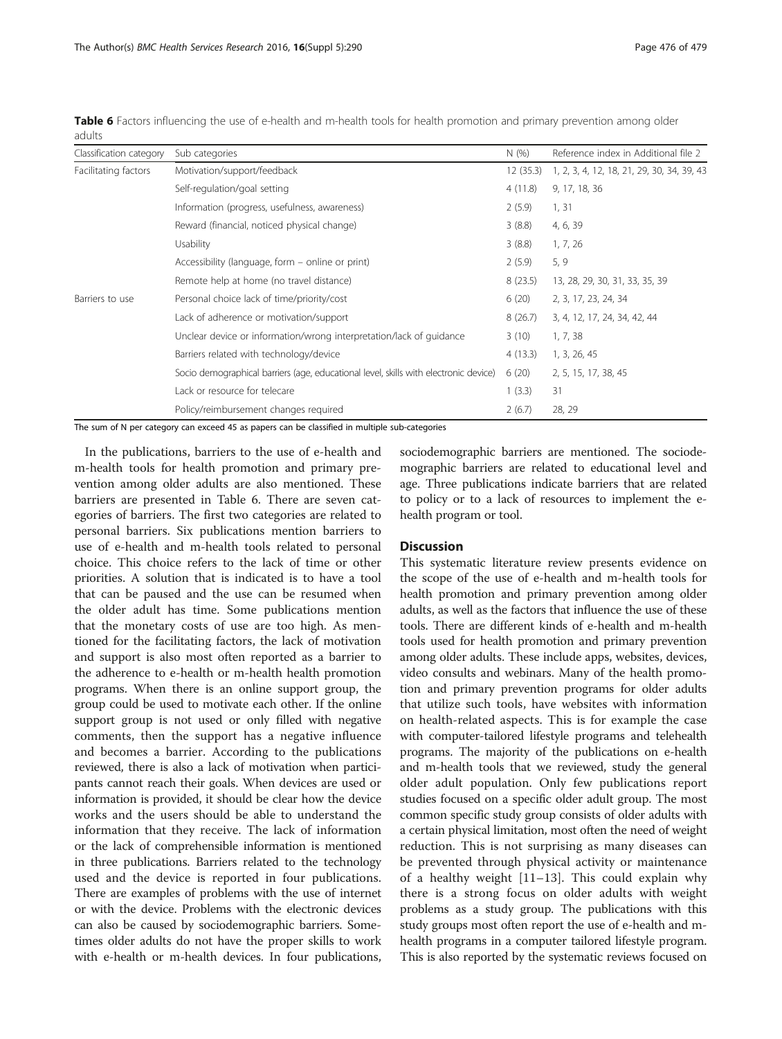**Table 6** Factors influencing the use of e-health and m-health tools for health promotion and primary prevention among older adults

| Classification category | Sub categories | N (%) | Reference index in Additional file 2 |
|---|---|---|---|
| Facilitating factors | Motivation/support/feedback | 12 (35.3) | 1, 2, 3, 4, 12, 18, 21, 29, 30, 34, 39, 43 |
| | Self-regulation/goal setting | 4 (11.8) | 9, 17, 18, 36 |
| | Information (progress, usefulness, awareness) | 2 (5.9) | 1, 31 |
| | Reward (financial, noticed physical change) | 3 (8.8) | 4, 6, 39 |
| | Usability | 3 (8.8) | 1, 7, 26 |
| | Accessibility (language, form – online or print) | 2 (5.9) | 5, 9 |
| | Remote help at home (no travel distance) | 8 (23.5) | 13, 28, 29, 30, 31, 33, 35, 39 |
| Barriers to use | Personal choice lack of time/priority/cost | 6 (20) | 2, 3, 17, 23, 24, 34 |
| | Lack of adherence or motivation/support | 8 (26.7) | 3, 4, 12, 17, 24, 34, 42, 44 |
| | Unclear device or information/wrong interpretation/lack of guidance | 3 (10) | 1, 7, 38 |
| | Barriers related with technology/device | 4 (13.3) | 1, 3, 26, 45 |
| | Socio demographical barriers (age, educational level, skills with electronic device) | 6 (20) | 2, 5, 15, 17, 38, 45 |
| | Lack or resource for telecare | 1 (3.3) | 31 |
| | Policy/reimbursement changes required | 2 (6.7) | 28, 29 |

The sum of N per category can exceed 45 as papers can be classified in multiple sub-categories

In the publications, barriers to the use of e-health and m-health tools for health promotion and primary prevention among older adults are also mentioned. These barriers are presented in Table 6. There are seven categories of barriers. The first two categories are related to personal barriers. Six publications mention barriers to use of e-health and m-health tools related to personal choice. This choice refers to the lack of time or other priorities. A solution that is indicated is to have a tool that can be paused and the use can be resumed when the older adult has time. Some publications mention that the monetary costs of use are too high. As mentioned for the facilitating factors, the lack of motivation and support is also most often reported as a barrier to the adherence to e-health or m-health health promotion programs. When there is an online support group, the group could be used to motivate each other. If the online support group is not used or only filled with negative comments, then the support has a negative influence and becomes a barrier. According to the publications reviewed, there is also a lack of motivation when participants cannot reach their goals. When devices are used or information is provided, it should be clear how the device works and the users should be able to understand the information that they receive. The lack of information or the lack of comprehensible information is mentioned in three publications. Barriers related to the technology used and the device is reported in four publications. There are examples of problems with the use of internet or with the device. Problems with the electronic devices can also be caused by sociodemographic barriers. Sometimes older adults do not have the proper skills to work with e-health or m-health devices. In four publications, sociodemographic barriers are mentioned. The sociodemographic barriers are related to educational level and age. Three publications indicate barriers that are related to policy or to a lack of resources to implement the e-health program or tool.

## Discussion

This systematic literature review presents evidence on the scope of the use of e-health and m-health tools for health promotion and primary prevention among older adults, as well as the factors that influence the use of these tools. There are different kinds of e-health and m-health tools used for health promotion and primary prevention among older adults. These include apps, websites, devices, video consults and webinars. Many of the health promotion and primary prevention programs for older adults that utilize such tools, have websites with information on health-related aspects. This is for example the case with computer-tailored lifestyle programs and telehealth programs. The majority of the publications on e-health and m-health tools that we reviewed, study the general older adult population. Only few publications report studies focused on a specific older adult group. The most common specific study group consists of older adults with a certain physical limitation, most often the need of weight reduction. This is not surprising as many diseases can be prevented through physical activity or maintenance of a healthy weight [11–13]. This could explain why there is a strong focus on older adults with weight problems as a study group. The publications with this study groups most often report the use of e-health and m-health programs in a computer tailored lifestyle program. This is also reported by the systematic reviews focused on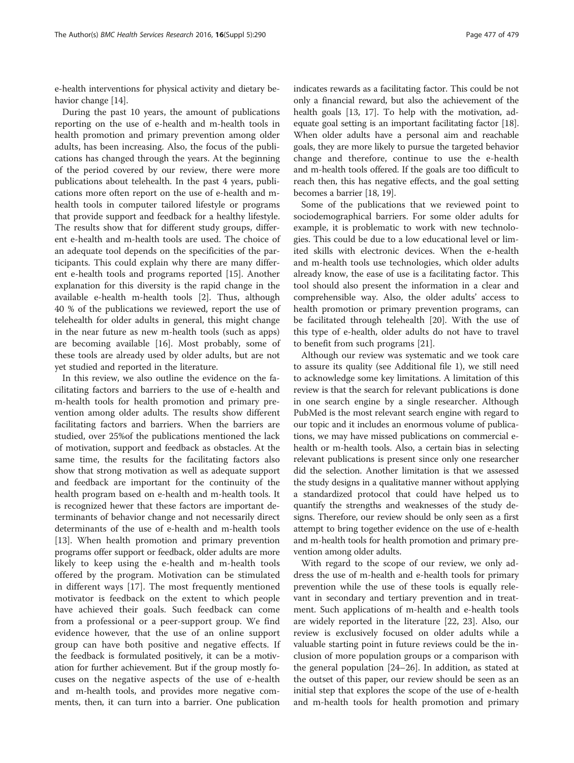e-health interventions for physical activity and dietary behavior change [14].

During the past 10 years, the amount of publications reporting on the use of e-health and m-health tools in health promotion and primary prevention among older adults, has been increasing. Also, the focus of the publications has changed through the years. At the beginning of the period covered by our review, there were more publications about telehealth. In the past 4 years, publications more often report on the use of e-health and m-health tools in computer tailored lifestyle or programs that provide support and feedback for a healthy lifestyle. The results show that for different study groups, different e-health and m-health tools are used. The choice of an adequate tool depends on the specificities of the participants. This could explain why there are many different e-health tools and programs reported [15]. Another explanation for this diversity is the rapid change in the available e-health m-health tools [2]. Thus, although 40 % of the publications we reviewed, report the use of telehealth for older adults in general, this might change in the near future as new m-health tools (such as apps) are becoming available [16]. Most probably, some of these tools are already used by older adults, but are not yet studied and reported in the literature.

In this review, we also outline the evidence on the facilitating factors and barriers to the use of e-health and m-health tools for health promotion and primary prevention among older adults. The results show different facilitating factors and barriers. When the barriers are studied, over 25%of the publications mentioned the lack of motivation, support and feedback as obstacles. At the same time, the results for the facilitating factors also show that strong motivation as well as adequate support and feedback are important for the continuity of the health program based on e-health and m-health tools. It is recognized hewer that these factors are important determinants of behavior change and not necessarily direct determinants of the use of e-health and m-health tools [13]. When health promotion and primary prevention programs offer support or feedback, older adults are more likely to keep using the e-health and m-health tools offered by the program. Motivation can be stimulated in different ways [17]. The most frequently mentioned motivator is feedback on the extent to which people have achieved their goals. Such feedback can come from a professional or a peer-support group. We find evidence however, that the use of an online support group can have both positive and negative effects. If the feedback is formulated positively, it can be a motivation for further achievement. But if the group mostly focuses on the negative aspects of the use of e-health and m-health tools, and provides more negative comments, then, it can turn into a barrier. One publication indicates rewards as a facilitating factor. This could be not only a financial reward, but also the achievement of the health goals [13, 17]. To help with the motivation, adequate goal setting is an important facilitating factor [18]. When older adults have a personal aim and reachable goals, they are more likely to pursue the targeted behavior change and therefore, continue to use the e-health and m-health tools offered. If the goals are too difficult to reach then, this has negative effects, and the goal setting becomes a barrier [18, 19].

Some of the publications that we reviewed point to sociodemographical barriers. For some older adults for example, it is problematic to work with new technologies. This could be due to a low educational level or limited skills with electronic devices. When the e-health and m-health tools use technologies, which older adults already know, the ease of use is a facilitating factor. This tool should also present the information in a clear and comprehensible way. Also, the older adults' access to health promotion or primary prevention programs, can be facilitated through telehealth [20]. With the use of this type of e-health, older adults do not have to travel to benefit from such programs [21].

Although our review was systematic and we took care to assure its quality (see Additional file 1), we still need to acknowledge some key limitations. A limitation of this review is that the search for relevant publications is done in one search engine by a single researcher. Although PubMed is the most relevant search engine with regard to our topic and it includes an enormous volume of publications, we may have missed publications on commercial e-health or m-health tools. Also, a certain bias in selecting relevant publications is present since only one researcher did the selection. Another limitation is that we assessed the study designs in a qualitative manner without applying a standardized protocol that could have helped us to quantify the strengths and weaknesses of the study designs. Therefore, our review should be only seen as a first attempt to bring together evidence on the use of e-health and m-health tools for health promotion and primary prevention among older adults.

With regard to the scope of our review, we only address the use of m-health and e-health tools for primary prevention while the use of these tools is equally relevant in secondary and tertiary prevention and in treatment. Such applications of m-health and e-health tools are widely reported in the literature [22, 23]. Also, our review is exclusively focused on older adults while a valuable starting point in future reviews could be the inclusion of more population groups or a comparison with the general population [24–26]. In addition, as stated at the outset of this paper, our review should be seen as an initial step that explores the scope of the use of e-health and m-health tools for health promotion and primary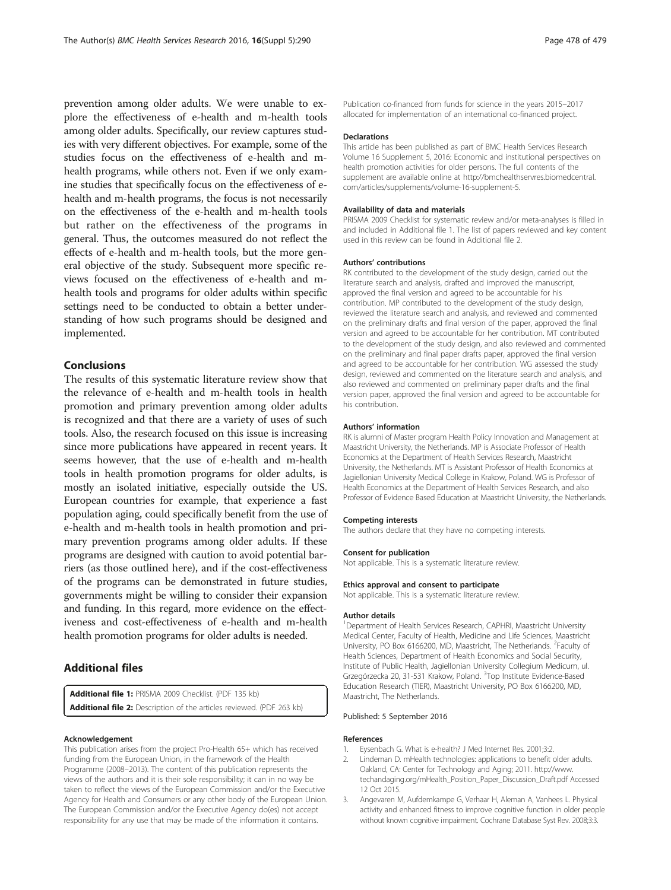prevention among older adults. We were unable to explore the effectiveness of e-health and m-health tools among older adults. Specifically, our review captures studies with very different objectives. For example, some of the studies focus on the effectiveness of e-health and m-health programs, while others not. Even if we only examine studies that specifically focus on the effectiveness of e-health and m-health programs, the focus is not necessarily on the effectiveness of the e-health and m-health tools but rather on the effectiveness of the programs in general. Thus, the outcomes measured do not reflect the effects of e-health and m-health tools, but the more general objective of the study. Subsequent more specific reviews focused on the effectiveness of e-health and m-health tools and programs for older adults within specific settings need to be conducted to obtain a better understanding of how such programs should be designed and implemented.

## Conclusions

The results of this systematic literature review show that the relevance of e-health and m-health tools in health promotion and primary prevention among older adults is recognized and that there are a variety of uses of such tools. Also, the research focused on this issue is increasing since more publications have appeared in recent years. It seems however, that the use of e-health and m-health tools in health promotion programs for older adults, is mostly an isolated initiative, especially outside the US. European countries for example, that experience a fast population aging, could specifically benefit from the use of e-health and m-health tools in health promotion and primary prevention programs among older adults. If these programs are designed with caution to avoid potential barriers (as those outlined here), and if the cost-effectiveness of the programs can be demonstrated in future studies, governments might be willing to consider their expansion and funding. In this regard, more evidence on the effectiveness and cost-effectiveness of e-health and m-health health promotion programs for older adults is needed.

## Additional files

**Additional file 1:** PRISMA 2009 Checklist. (PDF 135 kb)

**Additional file 2:** Description of the articles reviewed. (PDF 263 kb)

#### Acknowledgement

This publication arises from the project Pro-Health 65+ which has received funding from the European Union, in the framework of the Health Programme (2008–2013). The content of this publication represents the views of the authors and it is their sole responsibility; it can in no way be taken to reflect the views of the European Commission and/or the Executive Agency for Health and Consumers or any other body of the European Union. The European Commission and/or the Executive Agency do(es) not accept responsibility for any use that may be made of the information it contains.

Publication co-financed from funds for science in the years 2015–2017 allocated for implementation of an international co-financed project.

#### Declarations

This article has been published as part of BMC Health Services Research Volume 16 Supplement 5, 2016: Economic and institutional perspectives on health promotion activities for older persons. The full contents of the supplement are available online at http://bmchealthservres.biomedcentral.com/articles/supplements/volume-16-supplement-5.

#### Availability of data and materials

PRISMA 2009 Checklist for systematic review and/or meta-analyses is filled in and included in Additional file 1. The list of papers reviewed and key content used in this review can be found in Additional file 2.

#### Authors' contributions

RK contributed to the development of the study design, carried out the literature search and analysis, drafted and improved the manuscript, approved the final version and agreed to be accountable for his contribution. MP contributed to the development of the study design, reviewed the literature search and analysis, and reviewed and commented on the preliminary drafts and final version of the paper, approved the final version and agreed to be accountable for her contribution. MT contributed to the development of the study design, and also reviewed and commented on the preliminary and final paper drafts paper, approved the final version and agreed to be accountable for her contribution. WG assessed the study design, reviewed and commented on the literature search and analysis, and also reviewed and commented on preliminary paper drafts and the final version paper, approved the final version and agreed to be accountable for his contribution.

#### Authors' information

RK is alumni of Master program Health Policy Innovation and Management at Maastricht University, the Netherlands. MP is Associate Professor of Health Economics at the Department of Health Services Research, Maastricht University, the Netherlands. MT is Assistant Professor of Health Economics at Jagiellonian University Medical College in Krakow, Poland. WG is Professor of Health Economics at the Department of Health Services Research, and also Professor of Evidence Based Education at Maastricht University, the Netherlands.

#### Competing interests

The authors declare that they have no competing interests.

#### Consent for publication

Not applicable. This is a systematic literature review.

#### Ethics approval and consent to participate

Not applicable. This is a systematic literature review.

#### Author details

[1]Department of Health Services Research, CAPHRI, Maastricht University Medical Center, Faculty of Health, Medicine and Life Sciences, Maastricht University, PO Box 6166200, MD, Maastricht, The Netherlands. [2]Faculty of Health Sciences, Department of Health Economics and Social Security, Institute of Public Health, Jagiellonian University Collegium Medicum, ul. Grzegórzecka 20, 31-531 Krakow, Poland. [3]Top Institute Evidence-Based Education Research (TIER), Maastricht University, PO Box 6166200, MD, Maastricht, The Netherlands.

Published: 5 September 2016

#### References

1. Eysenbach G. What is e-health? J Med Internet Res. 2001;3:2.
2. Lindeman D. mHealth technologies: applications to benefit older adults. Oakland, CA: Center for Technology and Aging; 2011. http://www.techandaging.org/mHealth_Position_Paper_Discussion_Draft.pdf Accessed 12 Oct 2015.
3. Angevaren M, Aufdemkampe G, Verhaar H, Aleman A, Vanhees L. Physical activity and enhanced fitness to improve cognitive function in older people without known cognitive impairment. Cochrane Database Syst Rev. 2008;3:3.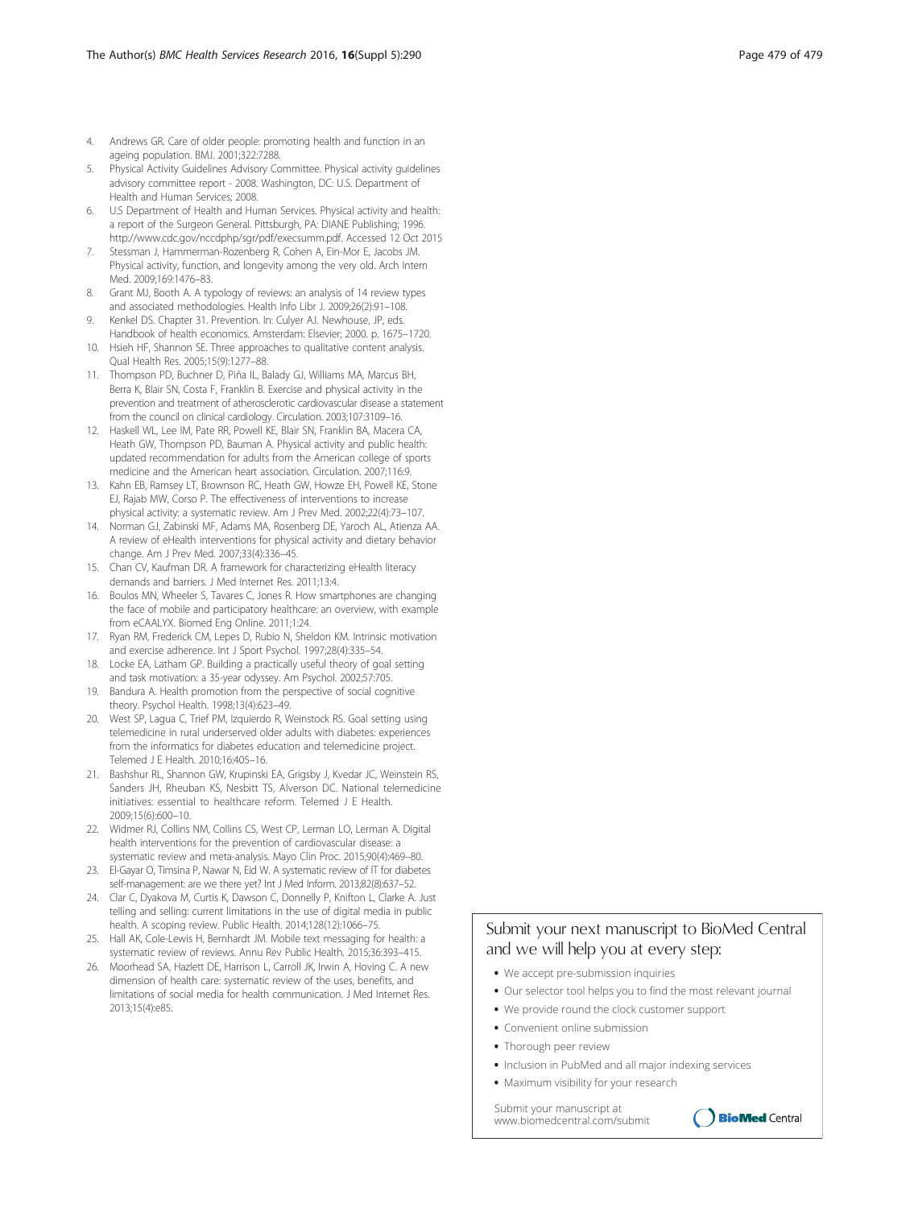4. Andrews GR. Care of older people: promoting health and function in an ageing population. BMJ. 2001;322:7288.
5. Physical Activity Guidelines Advisory Committee. Physical activity guidelines advisory committee report - 2008. Washington, DC: U.S. Department of Health and Human Services; 2008.
6. U.S Department of Health and Human Services. Physical activity and health: a report of the Surgeon General. Pittsburgh, PA: DIANE Publishing; 1996. http://www.cdc.gov/nccdphp/sgr/pdf/execsumm.pdf. Accessed 12 Oct 2015
7. Stessman J, Hammerman-Rozenberg R, Cohen A, Ein-Mor E, Jacobs JM. Physical activity, function, and longevity among the very old. Arch Intern Med. 2009;169:1476–83.
8. Grant MJ, Booth A. A typology of reviews: an analysis of 14 review types and associated methodologies. Health Info Libr J. 2009;26(2):91–108.
9. Kenkel DS. Chapter 31. Prevention. In: Culyer AJ. Newhouse, JP, eds. Handbook of health economics. Amsterdam: Elsevier; 2000. p. 1675–1720.
10. Hsieh HF, Shannon SE. Three approaches to qualitative content analysis. Qual Health Res. 2005;15(9):1277–88.
11. Thompson PD, Buchner D, Piña IL, Balady GJ, Williams MA, Marcus BH, Berra K, Blair SN, Costa F, Franklin B. Exercise and physical activity in the prevention and treatment of atherosclerotic cardiovascular disease a statement from the council on clinical cardiology. Circulation. 2003;107:3109–16.
12. Haskell WL, Lee IM, Pate RR, Powell KE, Blair SN, Franklin BA, Macera CA, Heath GW, Thompson PD, Bauman A. Physical activity and public health: updated recommendation for adults from the American college of sports medicine and the American heart association. Circulation. 2007;116:9.
13. Kahn EB, Ramsey LT, Brownson RC, Heath GW, Howze EH, Powell KE, Stone EJ, Rajab MW, Corso P. The effectiveness of interventions to increase physical activity: a systematic review. Am J Prev Med. 2002;22(4):73–107.
14. Norman GJ, Zabinski MF, Adams MA, Rosenberg DE, Yaroch AL, Atienza AA. A review of eHealth interventions for physical activity and dietary behavior change. Am J Prev Med. 2007;33(4):336–45.
15. Chan CV, Kaufman DR. A framework for characterizing eHealth literacy demands and barriers. J Med Internet Res. 2011;13:4.
16. Boulos MN, Wheeler S, Tavares C, Jones R. How smartphones are changing the face of mobile and participatory healthcare: an overview, with example from eCAALYX. Biomed Eng Online. 2011;1:24.
17. Ryan RM, Frederick CM, Lepes D, Rubio N, Sheldon KM. Intrinsic motivation and exercise adherence. Int J Sport Psychol. 1997;28(4):335–54.
18. Locke EA, Latham GP. Building a practically useful theory of goal setting and task motivation: a 35-year odyssey. Am Psychol. 2002;57:705.
19. Bandura A. Health promotion from the perspective of social cognitive theory. Psychol Health. 1998;13(4):623–49.
20. West SP, Lagua C, Trief PM, Izquierdo R, Weinstock RS. Goal setting using telemedicine in rural underserved older adults with diabetes: experiences from the informatics for diabetes education and telemedicine project. Telemed J E Health. 2010;16:405–16.
21. Bashshur RL, Shannon GW, Krupinski EA, Grigsby J, Kvedar JC, Weinstein RS, Sanders JH, Rheuban KS, Nesbitt TS, Alverson DC. National telemedicine initiatives: essential to healthcare reform. Telemed J E Health. 2009;15(6):600–10.
22. Widmer RJ, Collins NM, Collins CS, West CP, Lerman LO, Lerman A. Digital health interventions for the prevention of cardiovascular disease: a systematic review and meta-analysis. Mayo Clin Proc. 2015;90(4):469–80.
23. El-Gayar O, Timsina P, Nawar N, Eid W. A systematic review of IT for diabetes self-management: are we there yet? Int J Med Inform. 2013;82(8):637–52.
24. Clar C, Dyakova M, Curtis K, Dawson C, Donnelly P, Knifton L, Clarke A. Just telling and selling: current limitations in the use of digital media in public health. A scoping review. Public Health. 2014;128(12):1066–75.
25. Hall AK, Cole-Lewis H, Bernhardt JM. Mobile text messaging for health: a systematic review of reviews. Annu Rev Public Health. 2015;36:393–415.
26. Moorhead SA, Hazlett DE, Harrison L, Carroll JK, Irwin A, Hoving C. A new dimension of health care: systematic review of the uses, benefits, and limitations of social media for health communication. J Med Internet Res. 2013;15(4):e85.

Submit your next manuscript to BioMed Central and we will help you at every step:

- We accept pre-submission inquiries
- Our selector tool helps you to find the most relevant journal
- We provide round the clock customer support
- Convenient online submission
- Thorough peer review
- Inclusion in PubMed and all major indexing services
- Maximum visibility for your research

Submit your manuscript at www.biomedcentral.com/submit

BioMed Central